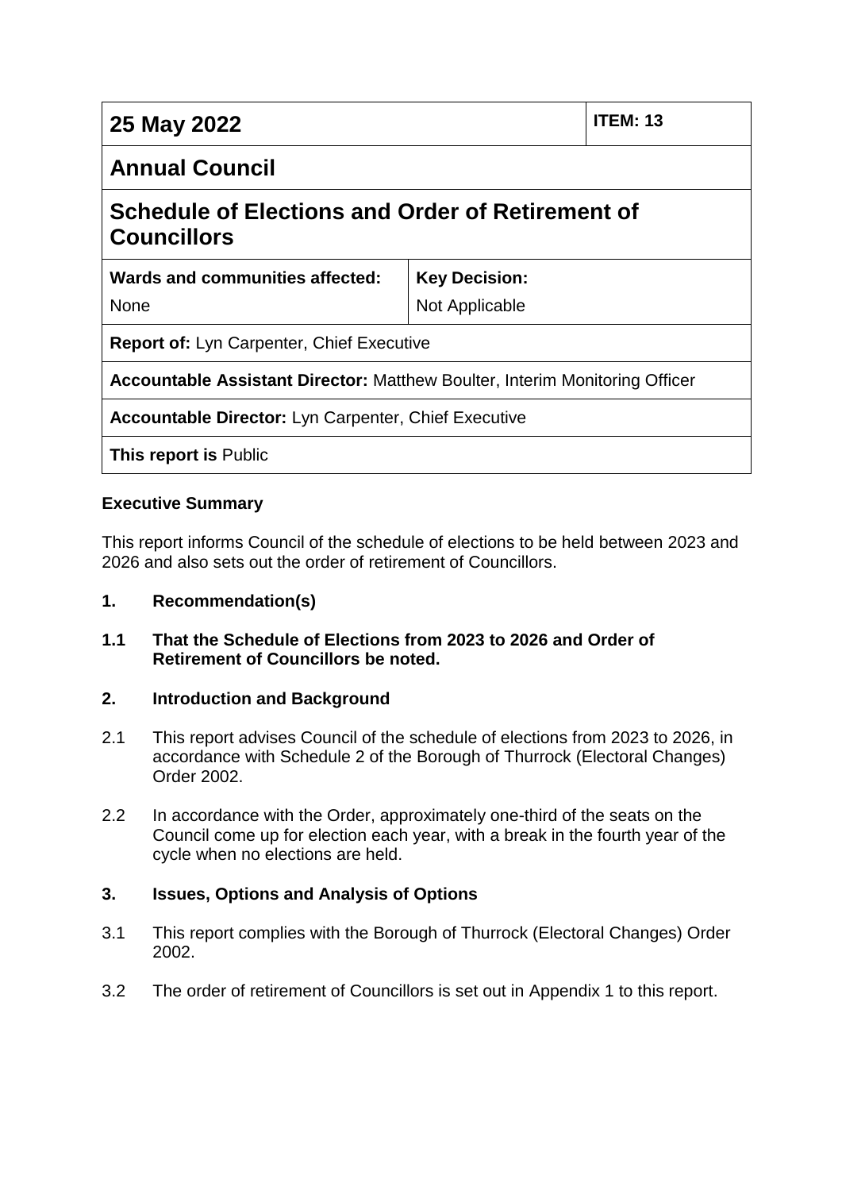| 25 May 2022 | | ITEM: 13 |
|---|---|---|
| **Annual Council** | | |
| **Schedule of Elections and Order of Retirement of Councillors** | | |
| **Wards and communities affected:** None | **Key Decision:** Not Applicable | |
| **Report of:** Lyn Carpenter, Chief Executive | | |
| **Accountable Assistant Director:** Matthew Boulter, Interim Monitoring Officer | | |
| **Accountable Director:** Lyn Carpenter, Chief Executive | | |
| **This report is** Public | | |

**Executive Summary**

This report informs Council of the schedule of elections to be held between 2023 and 2026 and also sets out the order of retirement of Councillors.

**1. Recommendation(s)**

**1.1 That the Schedule of Elections from 2023 to 2026 and Order of Retirement of Councillors be noted.**

**2. Introduction and Background**

2.1 This report advises Council of the schedule of elections from 2023 to 2026, in accordance with Schedule 2 of the Borough of Thurrock (Electoral Changes) Order 2002.

2.2 In accordance with the Order, approximately one-third of the seats on the Council come up for election each year, with a break in the fourth year of the cycle when no elections are held.

**3. Issues, Options and Analysis of Options**

3.1 This report complies with the Borough of Thurrock (Electoral Changes) Order 2002.

3.2 The order of retirement of Councillors is set out in Appendix 1 to this report.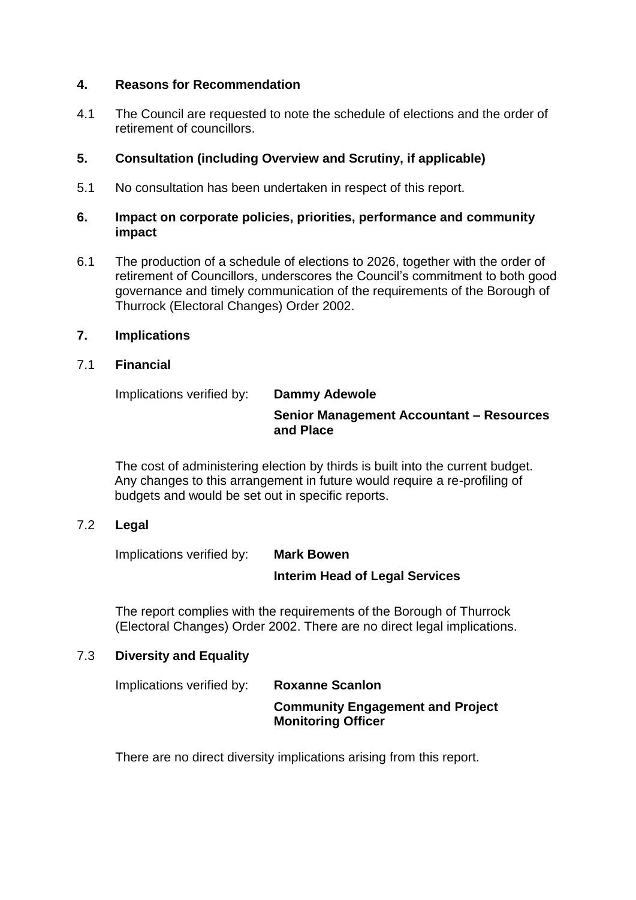## 4. Reasons for Recommendation

4.1 The Council are requested to note the schedule of elections and the order of retirement of councillors.

## 5. Consultation (including Overview and Scrutiny, if applicable)

5.1 No consultation has been undertaken in respect of this report.

## 6. Impact on corporate policies, priorities, performance and community impact

6.1 The production of a schedule of elections to 2026, together with the order of retirement of Councillors, underscores the Council's commitment to both good governance and timely communication of the requirements of the Borough of Thurrock (Electoral Changes) Order 2002.

## 7. Implications

### 7.1 Financial

Implications verified by: **Dammy Adewole**

**Senior Management Accountant – Resources and Place**

The cost of administering election by thirds is built into the current budget. Any changes to this arrangement in future would require a re-profiling of budgets and would be set out in specific reports.

### 7.2 Legal

Implications verified by: **Mark Bowen**

**Interim Head of Legal Services**

The report complies with the requirements of the Borough of Thurrock (Electoral Changes) Order 2002. There are no direct legal implications.

### 7.3 Diversity and Equality

Implications verified by: **Roxanne Scanlon**

**Community Engagement and Project Monitoring Officer**

There are no direct diversity implications arising from this report.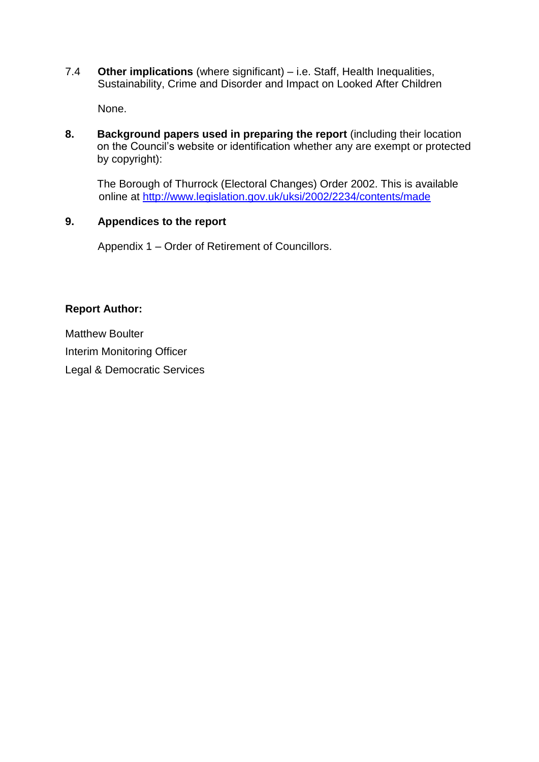7.4 **Other implications** (where significant) – i.e. Staff, Health Inequalities, Sustainability, Crime and Disorder and Impact on Looked After Children

None.

## 8. Background papers used in preparing the report (including their location on the Council's website or identification whether any are exempt or protected by copyright):

The Borough of Thurrock (Electoral Changes) Order 2002. This is available online at http://www.legislation.gov.uk/uksi/2002/2234/contents/made

## 9. Appendices to the report

Appendix 1 – Order of Retirement of Councillors.

**Report Author:**

Matthew Boulter

Interim Monitoring Officer

Legal & Democratic Services